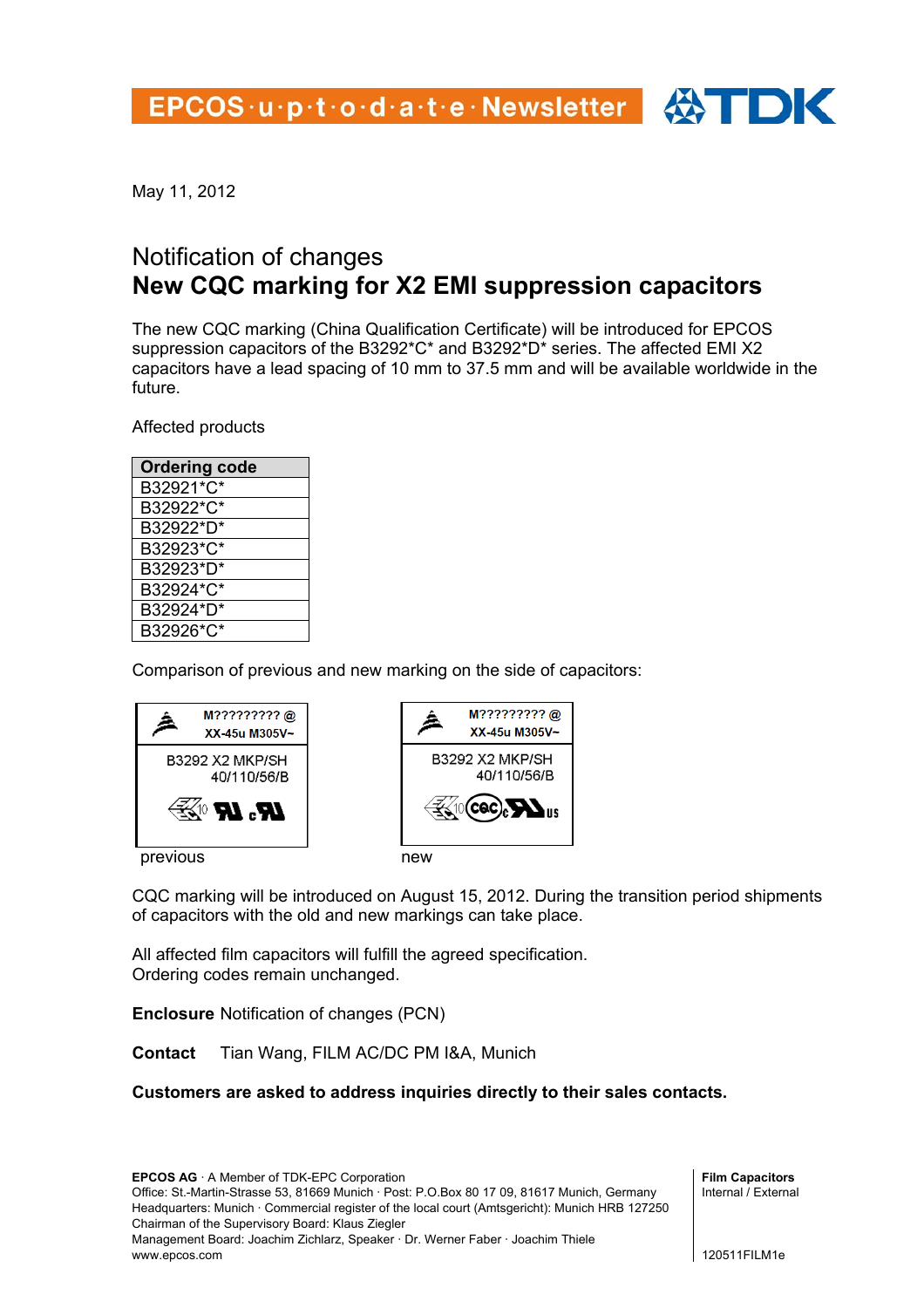EPCOS·u·p·t·o·d·a·t·e·Newsletter

May 11, 2012

# Notification of changes
# New CQC marking for X2 EMI suppression capacitors

The new CQC marking (China Qualification Certificate) will be introduced for EPCOS suppression capacitors of the B3292*C* and B3292*D* series. The affected EMI X2 capacitors have a lead spacing of 10 mm to 37.5 mm and will be available worldwide in the future.

Affected products

| Ordering code |
|---|
| B32921*C* |
| B32922*C* |
| B32922*D* |
| B32923*C* |
| B32923*D* |
| B32924*C* |
| B32924*D* |
| B32926*C* |

Comparison of previous and new marking on the side of capacitors:

M????????? @
XX-45u M305V~
B3292 X2 MKP/SH
40/110/56/B

previous

M????????? @
XX-45u M305V~
B3292 X2 MKP/SH
40/110/56/B

new

CQC marking will be introduced on August 15, 2012. During the transition period shipments of capacitors with the old and new markings can take place.

All affected film capacitors will fulfill the agreed specification.
Ordering codes remain unchanged.

**Enclosure** Notification of changes (PCN)

**Contact** Tian Wang, FILM AC/DC PM I&A, Munich

**Customers are asked to address inquiries directly to their sales contacts.**

**EPCOS AG** · A Member of TDK-EPC Corporation
Office: St.-Martin-Strasse 53, 81669 Munich · Post: P.O.Box 80 17 09, 81617 Munich, Germany
Headquarters: Munich · Commercial register of the local court (Amtsgericht): Munich HRB 127250
Chairman of the Supervisory Board: Klaus Ziegler
Management Board: Joachim Zichlarz, Speaker · Dr. Werner Faber · Joachim Thiele
www.epcos.com

**Film Capacitors**
Internal / External

120511FILM1e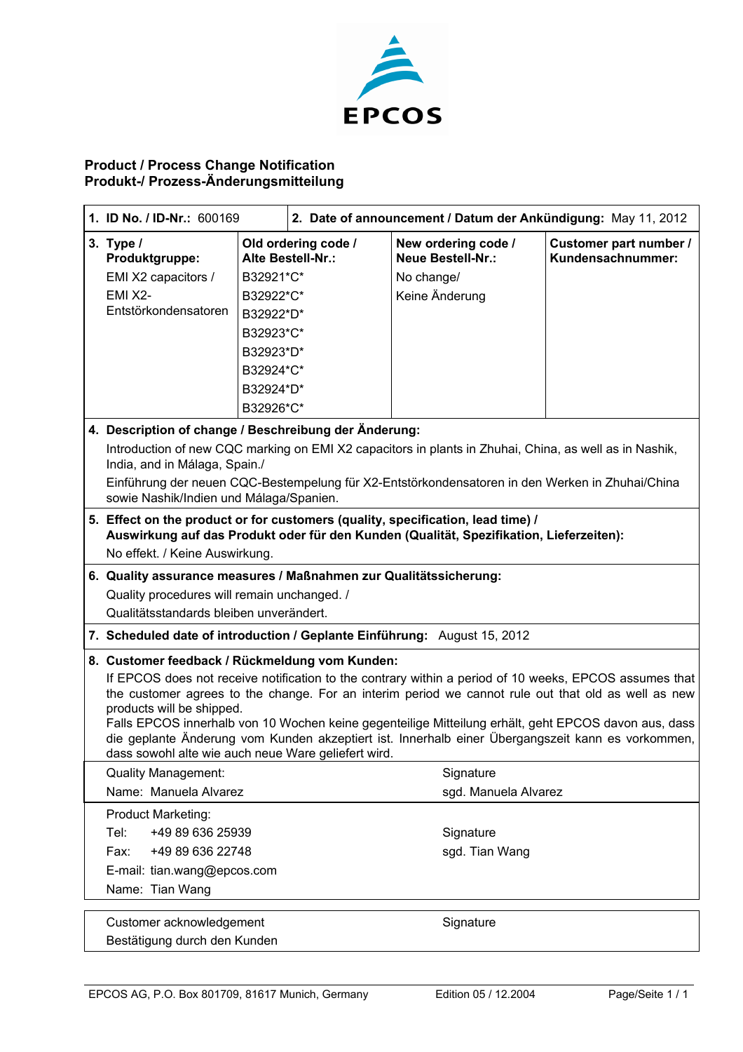EPCOS

## Product / Process Change Notification
## Produkt-/ Prozess-Änderungsmitteilung

**1. ID No. / ID-Nr.:** 600169

**2. Date of announcement / Datum der Ankündigung:** May 11, 2012

| 3. Type / Produktgruppe: | Old ordering code / Alte Bestell-Nr.: | New ordering code / Neue Bestell-Nr.: | Customer part number / Kundensachnummer: |
|---|---|---|---|
| EMI X2 capacitors / EMI X2-Entstörkondensatoren | B32921*C* | No change/ Keine Änderung | |
| | B32922*C* | | |
| | B32922*D* | | |
| | B32923*C* | | |
| | B32923*D* | | |
| | B32924*C* | | |
| | B32924*D* | | |
| | B32926*C* | | |

**4. Description of change / Beschreibung der Änderung:**

Introduction of new CQC marking on EMI X2 capacitors in plants in Zhuhai, China, as well as in Nashik, India, and in Málaga, Spain./

Einführung der neuen CQC-Bestempelung für X2-Entstörkondensatoren in den Werken in Zhuhai/China sowie Nashik/Indien und Málaga/Spanien.

**5. Effect on the product or for customers (quality, specification, lead time) / Auswirkung auf das Produkt oder für den Kunden (Qualität, Spezifikation, Lieferzeiten):**

No effekt. / Keine Auswirkung.

**6. Quality assurance measures / Maßnahmen zur Qualitätssicherung:**

Quality procedures will remain unchanged. /

Qualitätsstandards bleiben unverändert.

**7. Scheduled date of introduction / Geplante Einführung:** August 15, 2012

**8. Customer feedback / Rückmeldung vom Kunden:**

If EPCOS does not receive notification to the contrary within a period of 10 weeks, EPCOS assumes that the customer agrees to the change. For an interim period we cannot rule out that old as well as new products will be shipped.

Falls EPCOS innerhalb von 10 Wochen keine gegenteilige Mitteilung erhält, geht EPCOS davon aus, dass die geplante Änderung vom Kunden akzeptiert ist. Innerhalb einer Übergangszeit kann es vorkommen, dass sowohl alte wie auch neue Ware geliefert wird.

Quality Management:
Name: Manuela Alvarez

Signature
sgd. Manuela Alvarez

Product Marketing:
Tel: +49 89 636 25939
Fax: +49 89 636 22748
E-mail: tian.wang@epcos.com
Name: Tian Wang

Signature
sgd. Tian Wang

Customer acknowledgement
Bestätigung durch den Kunden

Signature

EPCOS AG, P.O. Box 801709, 81617 Munich, Germany — Edition 05 / 12.2004